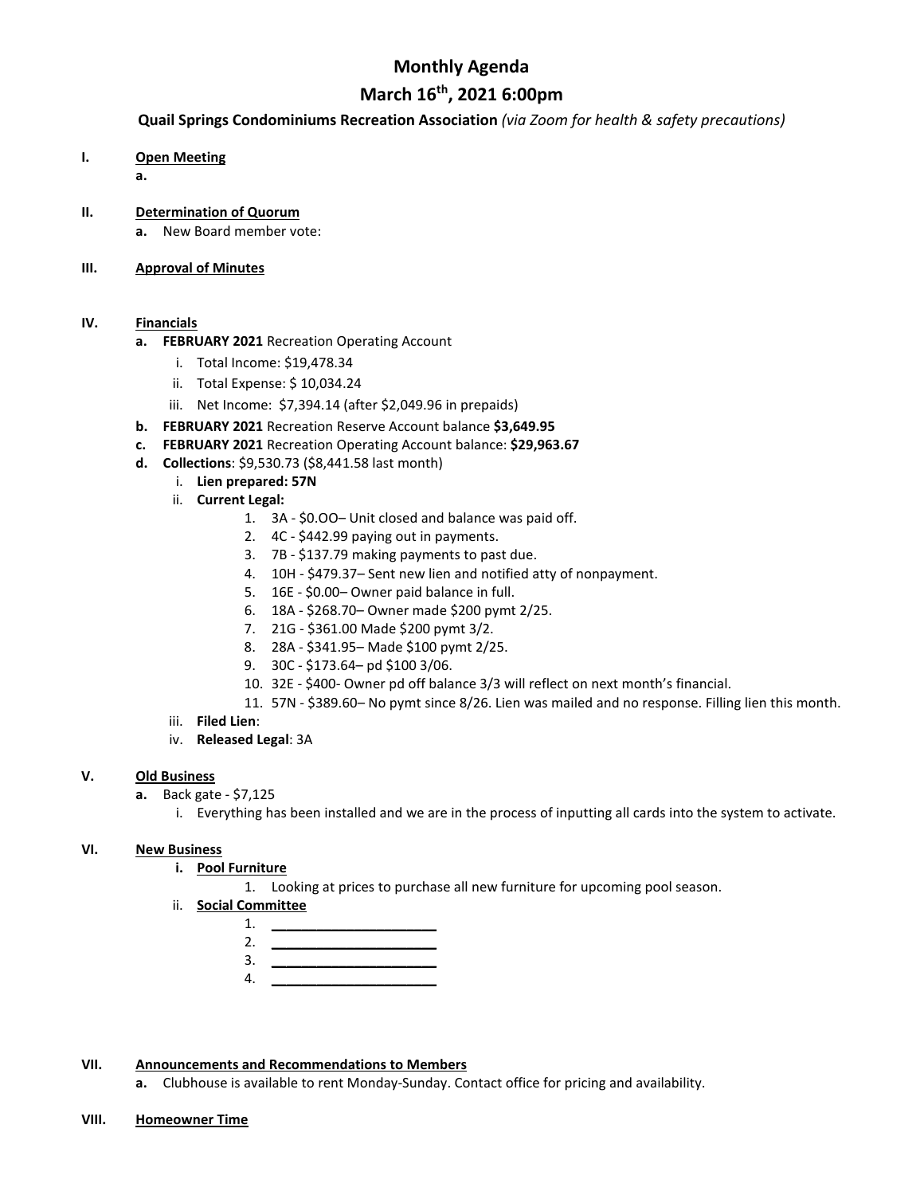# Monthly Agenda

## March 16th, 2021 6:00pm

**Quail Springs Condominiums Recreation Association** *(via Zoom for health & safety precautions)*

**I. Open Meeting**

- **a.**

**II. Determination of Quorum**

- **a.** New Board member vote:

**III. Approval of Minutes**

**IV. Financials**

- **a. FEBRUARY 2021** Recreation Operating Account
  - i. Total Income: $19,478.34
  - ii. Total Expense: $ 10,034.24
  - iii. Net Income: $7,394.14 (after $2,049.96 in prepaids)
- **b. FEBRUARY 2021** Recreation Reserve Account balance **$3,649.95**
- **c. FEBRUARY 2021** Recreation Operating Account balance: **$29,963.67**
- **d. Collections**: $9,530.73 ($8,441.58 last month)
  - i. **Lien prepared: 57N**
  - ii. **Current Legal:**
    1. 3A - $0.OO– Unit closed and balance was paid off.
    2. 4C - $442.99 paying out in payments.
    3. 7B - $137.79 making payments to past due.
    4. 10H - $479.37– Sent new lien and notified atty of nonpayment.
    5. 16E - $0.00– Owner paid balance in full.
    6. 18A - $268.70– Owner made $200 pymt 2/25.
    7. 21G - $361.00 Made $200 pymt 3/2.
    8. 28A - $341.95– Made $100 pymt 2/25.
    9. 30C - $173.64– pd $100 3/06.
    10. 32E - $400- Owner pd off balance 3/3 will reflect on next month's financial.
    11. 57N - $389.60– No pymt since 8/26. Lien was mailed and no response. Filling lien this month.
  - iii. **Filed Lien**:
  - iv. **Released Legal**: 3A

**V. Old Business**

- **a.** Back gate - $7,125
  - i. Everything has been installed and we are in the process of inputting all cards into the system to activate.

**VI. New Business**

- **i. Pool Furniture**
  1. Looking at prices to purchase all new furniture for upcoming pool season.
- ii. **Social Committee**
  1. ______________________
  2. ______________________
  3. ______________________
  4. ______________________

**VII. Announcements and Recommendations to Members**

- **a.** Clubhouse is available to rent Monday-Sunday. Contact office for pricing and availability.

**VIII. Homeowner Time**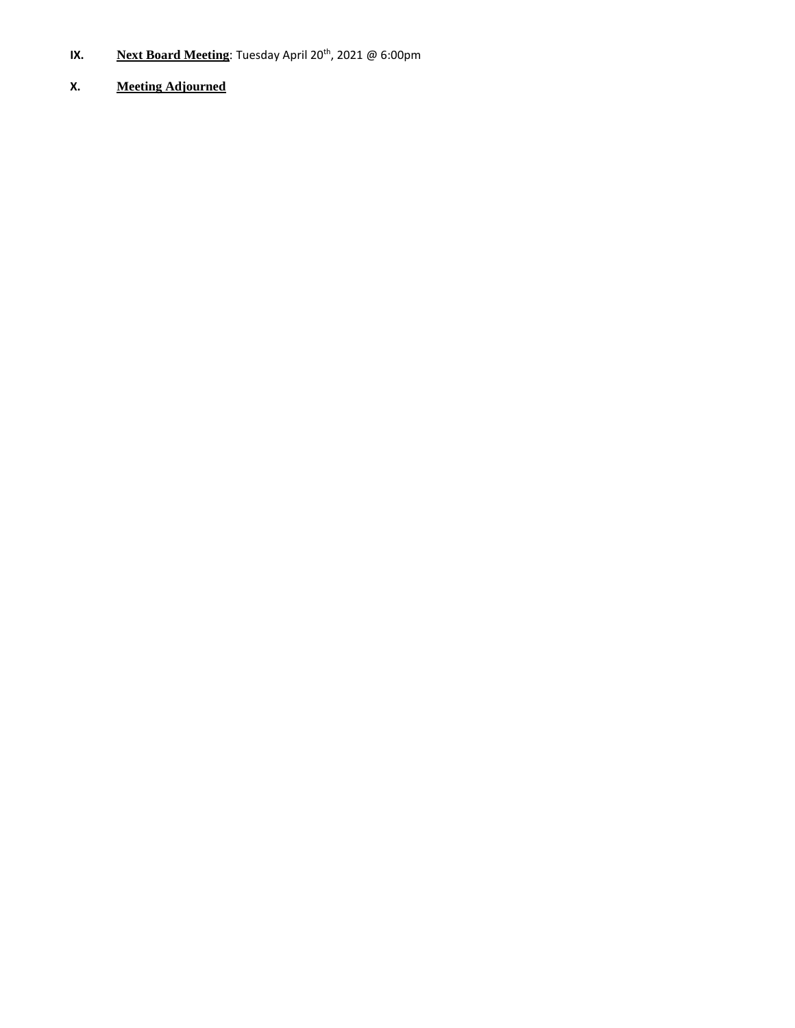**IX.** **Next Board Meeting**: Tuesday April 20th, 2021 @ 6:00pm

**X.** **Meeting Adjourned**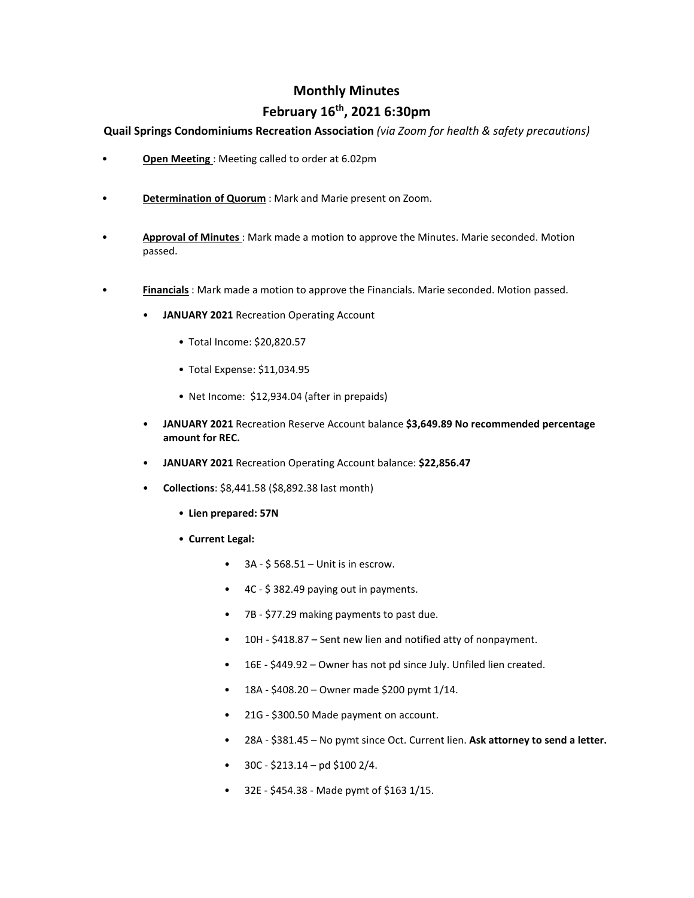# Monthly Minutes

## February 16th, 2021 6:30pm

**Quail Springs Condominiums Recreation Association** *(via Zoom for health & safety precautions)*

- **Open Meeting** : Meeting called to order at 6.02pm
- **Determination of Quorum** : Mark and Marie present on Zoom.
- **Approval of Minutes** : Mark made a motion to approve the Minutes. Marie seconded. Motion passed.
- **Financials** : Mark made a motion to approve the Financials. Marie seconded. Motion passed.
  - **JANUARY 2021** Recreation Operating Account
    - Total Income: $20,820.57
    - Total Expense: $11,034.95
    - Net Income: $12,934.04 (after in prepaids)
  - **JANUARY 2021** Recreation Reserve Account balance **$3,649.89 No recommended percentage amount for REC.**
  - **JANUARY 2021** Recreation Operating Account balance: **$22,856.47**
  - **Collections**: $8,441.58 ($8,892.38 last month)
    - **Lien prepared: 57N**
    - **Current Legal:**
      - 3A - $ 568.51 – Unit is in escrow.
      - 4C - $ 382.49 paying out in payments.
      - 7B - $77.29 making payments to past due.
      - 10H - $418.87 – Sent new lien and notified atty of nonpayment.
      - 16E - $449.92 – Owner has not pd since July. Unfiled lien created.
      - 18A - $408.20 – Owner made $200 pymt 1/14.
      - 21G - $300.50 Made payment on account.
      - 28A - $381.45 – No pymt since Oct. Current lien. **Ask attorney to send a letter.**
      - 30C - $213.14 – pd $100 2/4.
      - 32E - $454.38 - Made pymt of $163 1/15.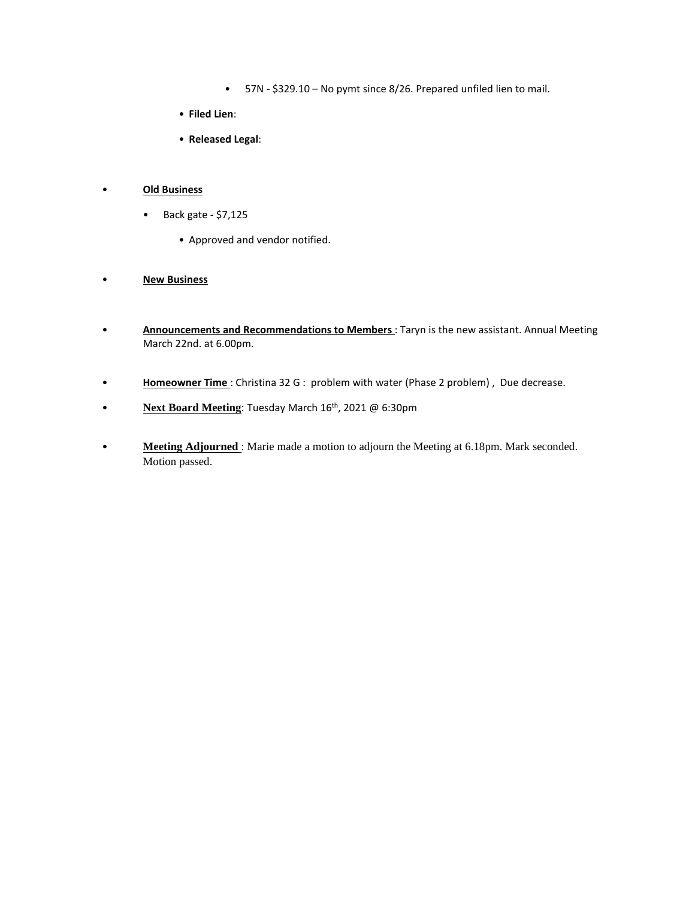- 57N - $329.10 – No pymt since 8/26. Prepared unfiled lien to mail.
  - **Filed Lien**:
  - **Released Legal**:

- **Old Business**
  - Back gate - $7,125
    - Approved and vendor notified.

- **New Business**

- **Announcements and Recommendations to Members** : Taryn is the new assistant. Annual Meeting March 22nd. at 6.00pm.

- **Homeowner Time** : Christina 32 G : problem with water (Phase 2 problem) , Due decrease.

- **Next Board Meeting**: Tuesday March 16th, 2021 @ 6:30pm

- **Meeting Adjourned** : Marie made a motion to adjourn the Meeting at 6.18pm. Mark seconded. Motion passed.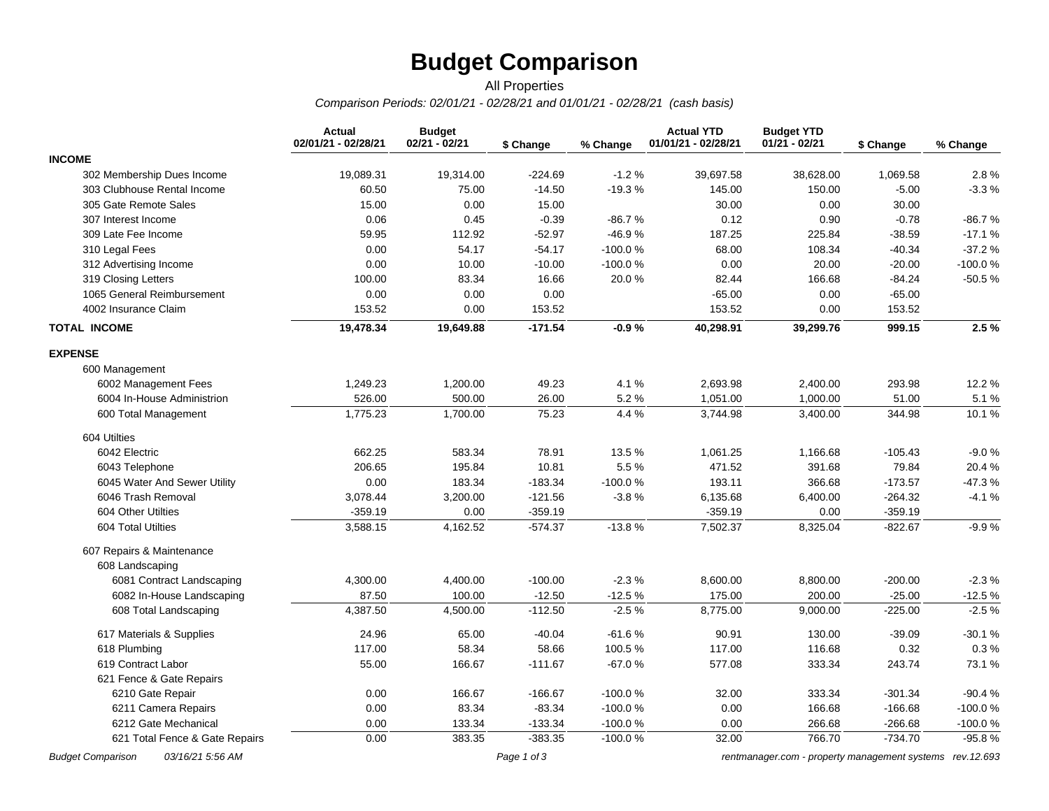# Budget Comparison

All Properties

*Comparison Periods: 02/01/21 - 02/28/21 and 01/01/21 - 02/28/21 (cash basis)*

| | Actual 02/01/21 - 02/28/21 | Budget 02/21 - 02/21 | $ Change | % Change | Actual YTD 01/01/21 - 02/28/21 | Budget YTD 01/21 - 02/21 | $ Change | % Change |
|---|---|---|---|---|---|---|---|---|
| **INCOME** | | | | | | | | |
| 302 Membership Dues Income | 19,089.31 | 19,314.00 | -224.69 | -1.2 % | 39,697.58 | 38,628.00 | 1,069.58 | 2.8 % |
| 303 Clubhouse Rental Income | 60.50 | 75.00 | -14.50 | -19.3 % | 145.00 | 150.00 | -5.00 | -3.3 % |
| 305 Gate Remote Sales | 15.00 | 0.00 | 15.00 | | 30.00 | 0.00 | 30.00 | |
| 307 Interest Income | 0.06 | 0.45 | -0.39 | -86.7 % | 0.12 | 0.90 | -0.78 | -86.7 % |
| 309 Late Fee Income | 59.95 | 112.92 | -52.97 | -46.9 % | 187.25 | 225.84 | -38.59 | -17.1 % |
| 310 Legal Fees | 0.00 | 54.17 | -54.17 | -100.0 % | 68.00 | 108.34 | -40.34 | -37.2 % |
| 312 Advertising Income | 0.00 | 10.00 | -10.00 | -100.0 % | 0.00 | 20.00 | -20.00 | -100.0 % |
| 319 Closing Letters | 100.00 | 83.34 | 16.66 | 20.0 % | 82.44 | 166.68 | -84.24 | -50.5 % |
| 1065 General Reimbursement | 0.00 | 0.00 | 0.00 | | -65.00 | 0.00 | -65.00 | |
| 4002 Insurance Claim | 153.52 | 0.00 | 153.52 | | 153.52 | 0.00 | 153.52 | |
| **TOTAL INCOME** | **19,478.34** | **19,649.88** | **-171.54** | **-0.9 %** | **40,298.91** | **39,299.76** | **999.15** | **2.5 %** |
| **EXPENSE** | | | | | | | | |
| 600 Management | | | | | | | | |
| 6002 Management Fees | 1,249.23 | 1,200.00 | 49.23 | 4.1 % | 2,693.98 | 2,400.00 | 293.98 | 12.2 % |
| 6004 In-House Administrion | 526.00 | 500.00 | 26.00 | 5.2 % | 1,051.00 | 1,000.00 | 51.00 | 5.1 % |
| 600 Total Management | 1,775.23 | 1,700.00 | 75.23 | 4.4 % | 3,744.98 | 3,400.00 | 344.98 | 10.1 % |
| 604 Utilties | | | | | | | | |
| 6042 Electric | 662.25 | 583.34 | 78.91 | 13.5 % | 1,061.25 | 1,166.68 | -105.43 | -9.0 % |
| 6043 Telephone | 206.65 | 195.84 | 10.81 | 5.5 % | 471.52 | 391.68 | 79.84 | 20.4 % |
| 6045 Water And Sewer Utility | 0.00 | 183.34 | -183.34 | -100.0 % | 193.11 | 366.68 | -173.57 | -47.3 % |
| 6046 Trash Removal | 3,078.44 | 3,200.00 | -121.56 | -3.8 % | 6,135.68 | 6,400.00 | -264.32 | -4.1 % |
| 604 Other Utilties | -359.19 | 0.00 | -359.19 | | -359.19 | 0.00 | -359.19 | |
| 604 Total Utilties | 3,588.15 | 4,162.52 | -574.37 | -13.8 % | 7,502.37 | 8,325.04 | -822.67 | -9.9 % |
| 607 Repairs & Maintenance | | | | | | | | |
| 608 Landscaping | | | | | | | | |
| 6081 Contract Landscaping | 4,300.00 | 4,400.00 | -100.00 | -2.3 % | 8,600.00 | 8,800.00 | -200.00 | -2.3 % |
| 6082 In-House Landscaping | 87.50 | 100.00 | -12.50 | -12.5 % | 175.00 | 200.00 | -25.00 | -12.5 % |
| 608 Total Landscaping | 4,387.50 | 4,500.00 | -112.50 | -2.5 % | 8,775.00 | 9,000.00 | -225.00 | -2.5 % |
| 617 Materials & Supplies | 24.96 | 65.00 | -40.04 | -61.6 % | 90.91 | 130.00 | -39.09 | -30.1 % |
| 618 Plumbing | 117.00 | 58.34 | 58.66 | 100.5 % | 117.00 | 116.68 | 0.32 | 0.3 % |
| 619 Contract Labor | 55.00 | 166.67 | -111.67 | -67.0 % | 577.08 | 333.34 | 243.74 | 73.1 % |
| 621 Fence & Gate Repairs | | | | | | | | |
| 6210 Gate Repair | 0.00 | 166.67 | -166.67 | -100.0 % | 32.00 | 333.34 | -301.34 | -90.4 % |
| 6211 Camera Repairs | 0.00 | 83.34 | -83.34 | -100.0 % | 0.00 | 166.68 | -166.68 | -100.0 % |
| 6212 Gate Mechanical | 0.00 | 133.34 | -133.34 | -100.0 % | 0.00 | 266.68 | -266.68 | -100.0 % |
| 621 Total Fence & Gate Repairs | 0.00 | 383.35 | -383.35 | -100.0 % | 32.00 | 766.70 | -734.70 | -95.8 % |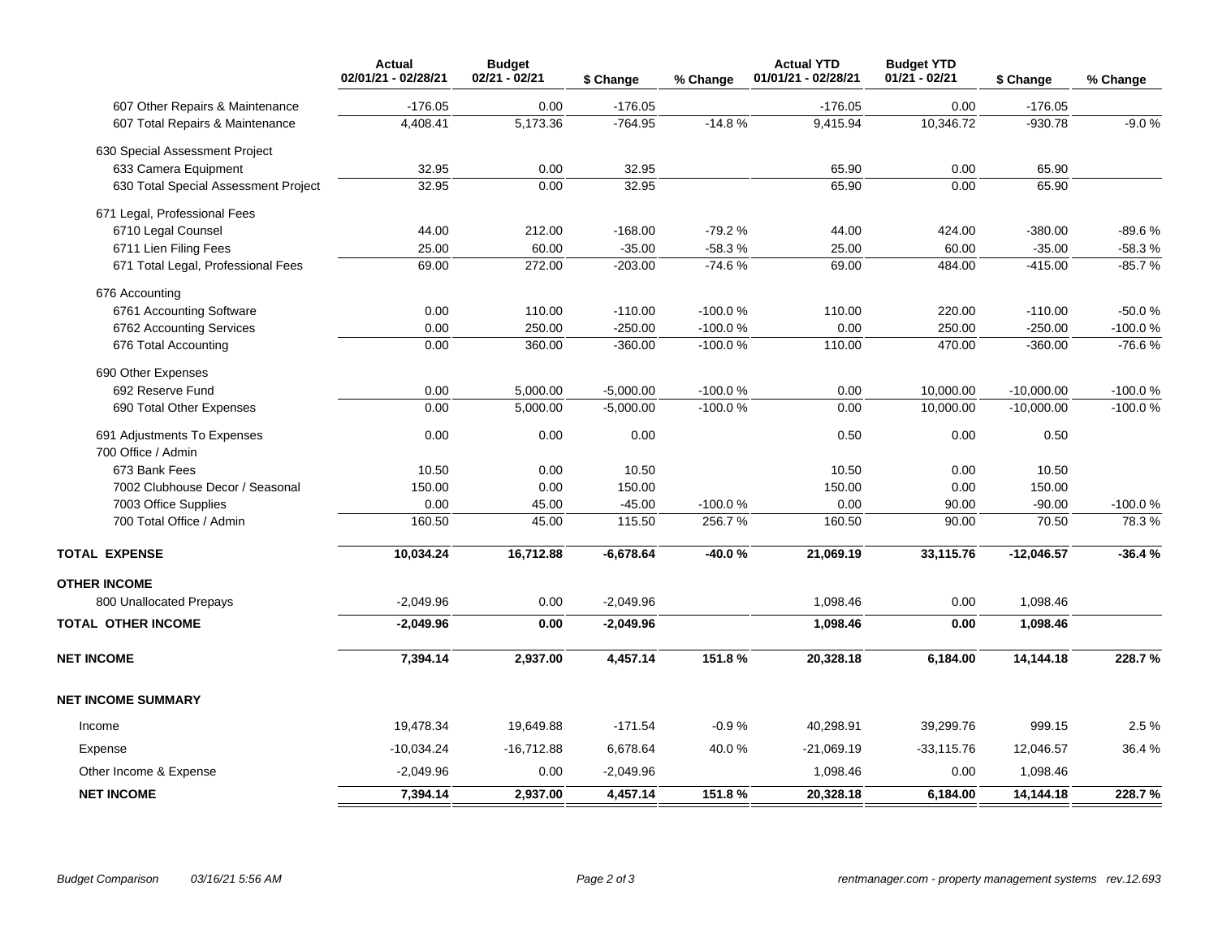| | Actual 02/01/21 - 02/28/21 | Budget 02/21 - 02/21 | $ Change | % Change | Actual YTD 01/01/21 - 02/28/21 | Budget YTD 01/21 - 02/21 | $ Change | % Change |
|---|---|---|---|---|---|---|---|---|
| 607 Other Repairs & Maintenance | -176.05 | 0.00 | -176.05 | | -176.05 | 0.00 | -176.05 | |
| 607 Total Repairs & Maintenance | 4,408.41 | 5,173.36 | -764.95 | -14.8 % | 9,415.94 | 10,346.72 | -930.78 | -9.0 % |
| 630 Special Assessment Project | | | | | | | | |
| 633 Camera Equipment | 32.95 | 0.00 | 32.95 | | 65.90 | 0.00 | 65.90 | |
| 630 Total Special Assessment Project | 32.95 | 0.00 | 32.95 | | 65.90 | 0.00 | 65.90 | |
| 671 Legal, Professional Fees | | | | | | | | |
| 6710 Legal Counsel | 44.00 | 212.00 | -168.00 | -79.2 % | 44.00 | 424.00 | -380.00 | -89.6 % |
| 6711 Lien Filing Fees | 25.00 | 60.00 | -35.00 | -58.3 % | 25.00 | 60.00 | -35.00 | -58.3 % |
| 671 Total Legal, Professional Fees | 69.00 | 272.00 | -203.00 | -74.6 % | 69.00 | 484.00 | -415.00 | -85.7 % |
| 676 Accounting | | | | | | | | |
| 6761 Accounting Software | 0.00 | 110.00 | -110.00 | -100.0 % | 110.00 | 220.00 | -110.00 | -50.0 % |
| 6762 Accounting Services | 0.00 | 250.00 | -250.00 | -100.0 % | 0.00 | 250.00 | -250.00 | -100.0 % |
| 676 Total Accounting | 0.00 | 360.00 | -360.00 | -100.0 % | 110.00 | 470.00 | -360.00 | -76.6 % |
| 690 Other Expenses | | | | | | | | |
| 692 Reserve Fund | 0.00 | 5,000.00 | -5,000.00 | -100.0 % | 0.00 | 10,000.00 | -10,000.00 | -100.0 % |
| 690 Total Other Expenses | 0.00 | 5,000.00 | -5,000.00 | -100.0 % | 0.00 | 10,000.00 | -10,000.00 | -100.0 % |
| 691 Adjustments To Expenses | 0.00 | 0.00 | 0.00 | | 0.50 | 0.00 | 0.50 | |
| 700 Office / Admin | | | | | | | | |
| 673 Bank Fees | 10.50 | 0.00 | 10.50 | | 10.50 | 0.00 | 10.50 | |
| 7002 Clubhouse Decor / Seasonal | 150.00 | 0.00 | 150.00 | | 150.00 | 0.00 | 150.00 | |
| 7003 Office Supplies | 0.00 | 45.00 | -45.00 | -100.0 % | 0.00 | 90.00 | -90.00 | -100.0 % |
| 700 Total Office / Admin | 160.50 | 45.00 | 115.50 | 256.7 % | 160.50 | 90.00 | 70.50 | 78.3 % |
| **TOTAL EXPENSE** | **10,034.24** | **16,712.88** | **-6,678.64** | **-40.0 %** | **21,069.19** | **33,115.76** | **-12,046.57** | **-36.4 %** |
| **OTHER INCOME** | | | | | | | | |
| 800 Unallocated Prepays | -2,049.96 | 0.00 | -2,049.96 | | 1,098.46 | 0.00 | 1,098.46 | |
| **TOTAL OTHER INCOME** | **-2,049.96** | **0.00** | **-2,049.96** | | **1,098.46** | **0.00** | **1,098.46** | |
| **NET INCOME** | **7,394.14** | **2,937.00** | **4,457.14** | **151.8 %** | **20,328.18** | **6,184.00** | **14,144.18** | **228.7 %** |
| **NET INCOME SUMMARY** | | | | | | | | |
| Income | 19,478.34 | 19,649.88 | -171.54 | -0.9 % | 40,298.91 | 39,299.76 | 999.15 | 2.5 % |
| Expense | -10,034.24 | -16,712.88 | 6,678.64 | 40.0 % | -21,069.19 | -33,115.76 | 12,046.57 | 36.4 % |
| Other Income & Expense | -2,049.96 | 0.00 | -2,049.96 | | 1,098.46 | 0.00 | 1,098.46 | |
| **NET INCOME** | **7,394.14** | **2,937.00** | **4,457.14** | **151.8 %** | **20,328.18** | **6,184.00** | **14,144.18** | **228.7 %** |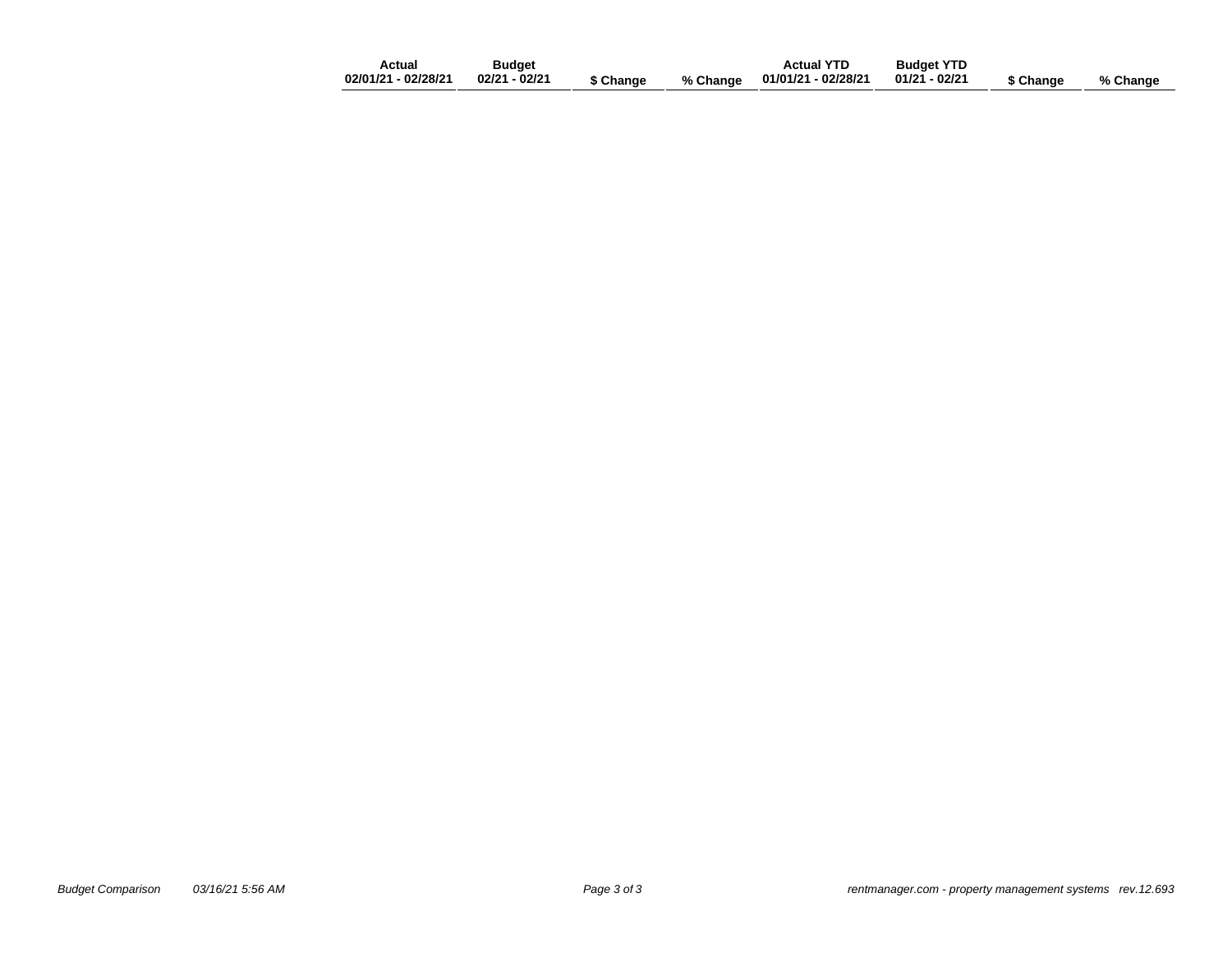| Actual 02/01/21 - 02/28/21 | Budget 02/21 - 02/21 | $ Change | % Change | Actual YTD 01/01/21 - 02/28/21 | Budget YTD 01/21 - 02/21 | $ Change | % Change |
|---|---|---|---|---|---|---|---|